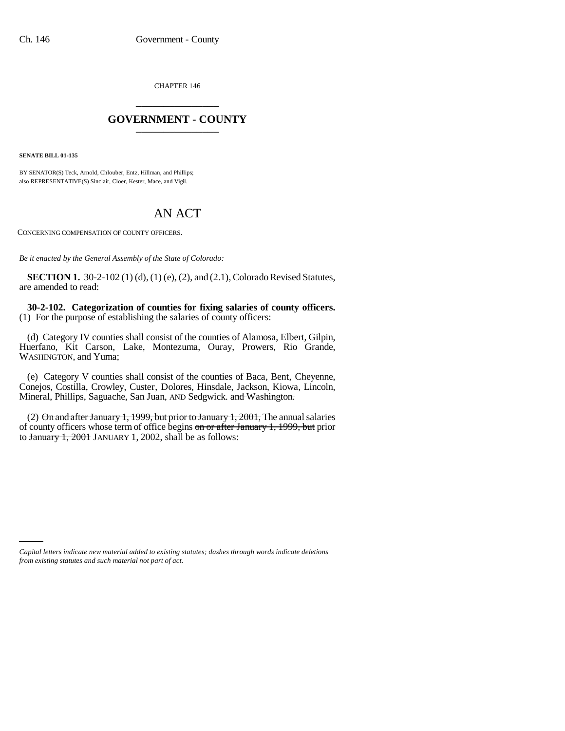CHAPTER 146

# GOVERNMENT - COUNTY

**SENATE BILL 01-135**

BY SENATOR(S) Teck, Arnold, Chlouber, Entz, Hillman, and Phillips;
also REPRESENTATIVE(S) Sinclair, Cloer, Kester, Mace, and Vigil.

## AN ACT

CONCERNING COMPENSATION OF COUNTY OFFICERS.

*Be it enacted by the General Assembly of the State of Colorado:*

**SECTION 1.** 30-2-102 (1) (d), (1) (e), (2), and (2.1), Colorado Revised Statutes, are amended to read:

**30-2-102. Categorization of counties for fixing salaries of county officers.** (1) For the purpose of establishing the salaries of county officers:

(d) Category IV counties shall consist of the counties of Alamosa, Elbert, Gilpin, Huerfano, Kit Carson, Lake, Montezuma, Ouray, Prowers, Rio Grande, WASHINGTON, and Yuma;

(e) Category V counties shall consist of the counties of Baca, Bent, Cheyenne, Conejos, Costilla, Crowley, Custer, Dolores, Hinsdale, Jackson, Kiowa, Lincoln, Mineral, Phillips, Saguache, San Juan, AND Sedgwick. ~~and Washington.~~

(2) ~~On and after January 1, 1999, but prior to January 1, 2001,~~ The annual salaries of county officers whose term of office begins ~~on or after January 1, 1999, but~~ prior to ~~January 1, 2001~~ JANUARY 1, 2002, shall be as follows:

*Capital letters indicate new material added to existing statutes; dashes through words indicate deletions from existing statutes and such material not part of act.*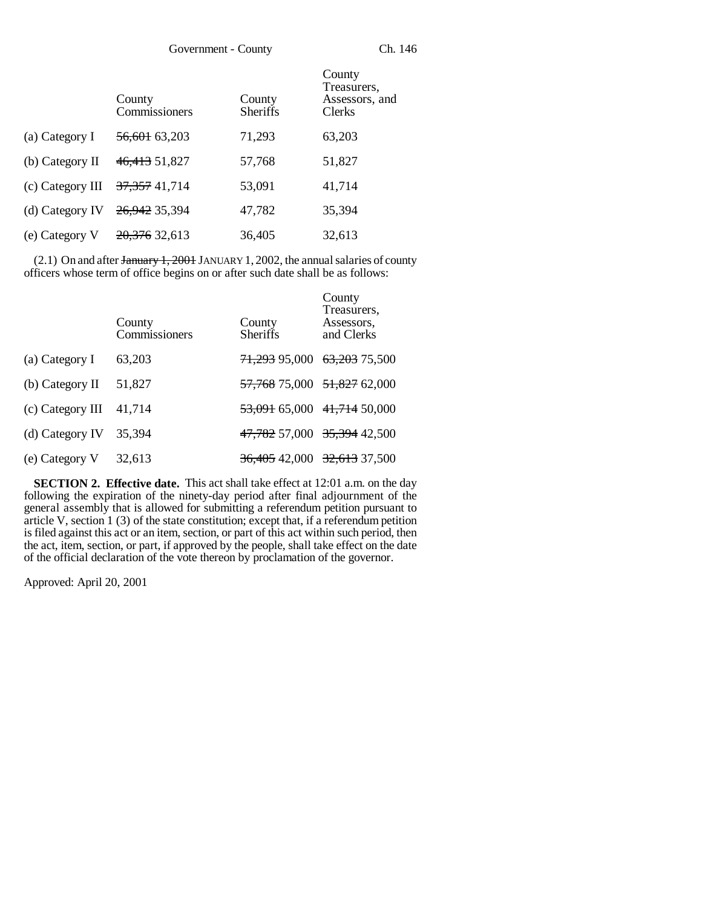| | County Commissioners | County Sheriffs | County Treasurers, Assessors, and Clerks |
|---|---|---|---|
| (a) Category I | ~~56,601~~ 63,203 | 71,293 | 63,203 |
| (b) Category II | ~~46,413~~ 51,827 | 57,768 | 51,827 |
| (c) Category III | ~~37,357~~ 41,714 | 53,091 | 41,714 |
| (d) Category IV | ~~26,942~~ 35,394 | 47,782 | 35,394 |
| (e) Category V | ~~20,376~~ 32,613 | 36,405 | 32,613 |

(2.1) On and after ~~January 1, 2001~~ JANUARY 1, 2002, the annual salaries of county officers whose term of office begins on or after such date shall be as follows:

| | County Commissioners | County Sheriffs | County Treasurers, Assessors, and Clerks |
|---|---|---|---|
| (a) Category I | 63,203 | ~~71,293~~ 95,000 | ~~63,203~~ 75,500 |
| (b) Category II | 51,827 | ~~57,768~~ 75,000 | ~~51,827~~ 62,000 |
| (c) Category III | 41,714 | ~~53,091~~ 65,000 | ~~41,714~~ 50,000 |
| (d) Category IV | 35,394 | ~~47,782~~ 57,000 | ~~35,394~~ 42,500 |
| (e) Category V | 32,613 | ~~36,405~~ 42,000 | ~~32,613~~ 37,500 |

**SECTION 2. Effective date.** This act shall take effect at 12:01 a.m. on the day following the expiration of the ninety-day period after final adjournment of the general assembly that is allowed for submitting a referendum petition pursuant to article V, section 1 (3) of the state constitution; except that, if a referendum petition is filed against this act or an item, section, or part of this act within such period, then the act, item, section, or part, if approved by the people, shall take effect on the date of the official declaration of the vote thereon by proclamation of the governor.

Approved: April 20, 2001